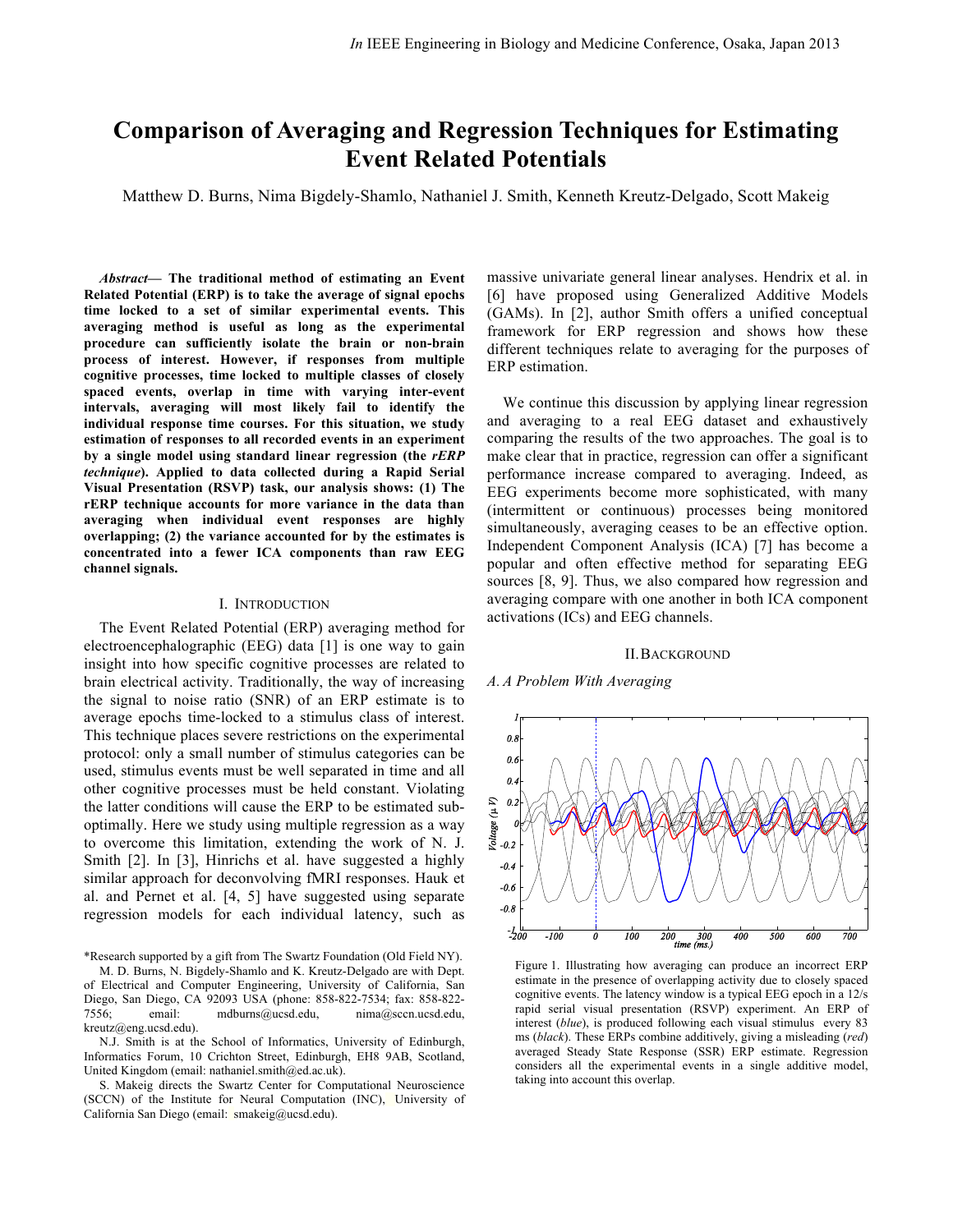# Comparison of Averaging and Regression Techniques for Estimating Event Related Potentials

Matthew D. Burns, Nima Bigdely-Shamlo, Nathaniel J. Smith, Kenneth Kreutz-Delgado, Scott Makeig

***Abstract*— The traditional method of estimating an Event Related Potential (ERP) is to take the average of signal epochs time locked to a set of similar experimental events. This averaging method is useful as long as the experimental procedure can sufficiently isolate the brain or non-brain process of interest. However, if responses from multiple cognitive processes, time locked to multiple classes of closely spaced events, overlap in time with varying inter-event intervals, averaging will most likely fail to identify the individual response time courses. For this situation, we study estimation of responses to all recorded events in an experiment by a single model using standard linear regression (the *rERP technique*). Applied to data collected during a Rapid Serial Visual Presentation (RSVP) task, our analysis shows: (1) The rERP technique accounts for more variance in the data than averaging when individual event responses are highly overlapping; (2) the variance accounted for by the estimates is concentrated into a fewer ICA components than raw EEG channel signals.**

## I. Introduction

The Event Related Potential (ERP) averaging method for electroencephalographic (EEG) data [1] is one way to gain insight into how specific cognitive processes are related to brain electrical activity. Traditionally, the way of increasing the signal to noise ratio (SNR) of an ERP estimate is to average epochs time-locked to a stimulus class of interest. This technique places severe restrictions on the experimental protocol: only a small number of stimulus categories can be used, stimulus events must be well separated in time and all other cognitive processes must be held constant. Violating the latter conditions will cause the ERP to be estimated sub-optimally. Here we study using multiple regression as a way to overcome this limitation, extending the work of N. J. Smith [2]. In [3], Hinrichs et al. have suggested a highly similar approach for deconvolving fMRI responses. Hauk et al. and Pernet et al. [4, 5] have suggested using separate regression models for each individual latency, such as massive univariate general linear analyses. Hendrix et al. in [6] have proposed using Generalized Additive Models (GAMs). In [2], author Smith offers a unified conceptual framework for ERP regression and shows how these different techniques relate to averaging for the purposes of ERP estimation.

We continue this discussion by applying linear regression and averaging to a real EEG dataset and exhaustively comparing the results of the two approaches. The goal is to make clear that in practice, regression can offer a significant performance increase compared to averaging. Indeed, as EEG experiments become more sophisticated, with many (intermittent or continuous) processes being monitored simultaneously, averaging ceases to be an effective option. Independent Component Analysis (ICA) [7] has become a popular and often effective method for separating EEG sources [8, 9]. Thus, we also compared how regression and averaging compare with one another in both ICA component activations (ICs) and EEG channels.

## II. Background

### A. A Problem With Averaging

Figure 1. Illustrating how averaging can produce an incorrect ERP estimate in the presence of overlapping activity due to closely spaced cognitive events. The latency window is a typical EEG epoch in a 12/s rapid serial visual presentation (RSVP) experiment. An ERP of interest (*blue*), is produced following each visual stimulus every 83 ms (*black*). These ERPs combine additively, giving a misleading (*red*) averaged Steady State Response (SSR) ERP estimate. Regression considers all the experimental events in a single additive model, taking into account this overlap.

*Research supported by a gift from The Swartz Foundation (Old Field NY).

M. D. Burns, N. Bigdely-Shamlo and K. Kreutz-Delgado are with Dept. of Electrical and Computer Engineering, University of California, San Diego, San Diego, CA 92093 USA (phone: 858-822-7534; fax: 858-822-7556; email: mdburns@ucsd.edu, nima@sccn.ucsd.edu, kreutz@eng.ucsd.edu).

N.J. Smith is at the School of Informatics, University of Edinburgh, Informatics Forum, 10 Crichton Street, Edinburgh, EH8 9AB, Scotland, United Kingdom (email: nathaniel.smith@ed.ac.uk).

S. Makeig directs the Swartz Center for Computational Neuroscience (SCCN) of the Institute for Neural Computation (INC), University of California San Diego (email: smakeig@ucsd.edu).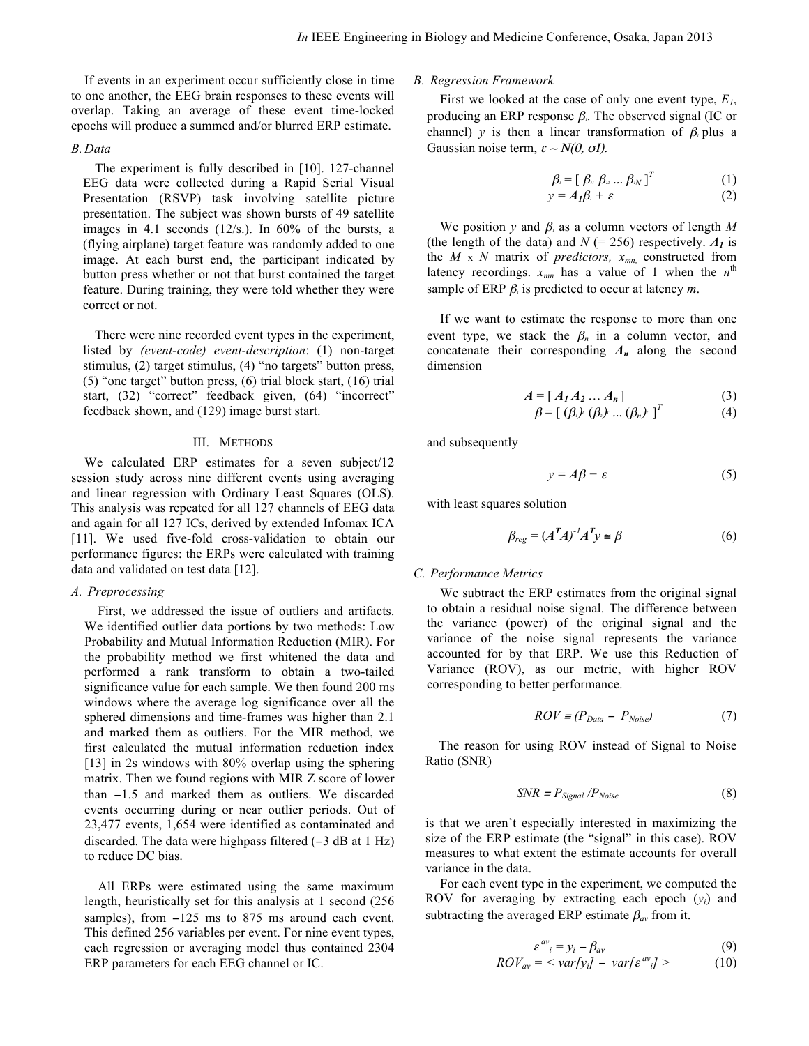If events in an experiment occur sufficiently close in time to one another, the EEG brain responses to these events will overlap. Taking an average of these event time-locked epochs will produce a summed and/or blurred ERP estimate.

### B. Data

The experiment is fully described in [10]. 127-channel EEG data were collected during a Rapid Serial Visual Presentation (RSVP) task involving satellite picture presentation. The subject was shown bursts of 49 satellite images in 4.1 seconds (12/s.). In 60% of the bursts, a (flying airplane) target feature was randomly added to one image. At each burst end, the participant indicated by button press whether or not that burst contained the target feature. During training, they were told whether they were correct or not.

There were nine recorded event types in the experiment, listed by *(event-code) event-description*: (1) non-target stimulus, (2) target stimulus, (4) "no targets" button press, (5) "one target" button press, (6) trial block start, (16) trial start, (32) "correct" feedback given, (64) "incorrect" feedback shown, and (129) image burst start.

## III. Methods

We calculated ERP estimates for a seven subject/12 session study across nine different events using averaging and linear regression with Ordinary Least Squares (OLS). This analysis was repeated for all 127 channels of EEG data and again for all 127 ICs, derived by extended Infomax ICA [11]. We used five-fold cross-validation to obtain our performance figures: the ERPs were calculated with training data and validated on test data [12].

### A. Preprocessing

First, we addressed the issue of outliers and artifacts. We identified outlier data portions by two methods: Low Probability and Mutual Information Reduction (MIR). For the probability method we first whitened the data and performed a rank transform to obtain a two-tailed significance value for each sample. We then found 200 ms windows where the average log significance over all the sphered dimensions and time-frames was higher than 2.1 and marked them as outliers. For the MIR method, we first calculated the mutual information reduction index [13] in 2s windows with 80% overlap using the sphering matrix. Then we found regions with MIR Z score of lower than −1.5 and marked them as outliers. We discarded events occurring during or near outlier periods. Out of 23,477 events, 1,654 were identified as contaminated and discarded. The data were highpass filtered (−3 dB at 1 Hz) to reduce DC bias.

All ERPs were estimated using the same maximum length, heuristically set for this analysis at 1 second (256 samples), from −125 ms to 875 ms around each event. This defined 256 variables per event. For nine event types, each regression or averaging model thus contained 2304 ERP parameters for each EEG channel or IC.

### B. Regression Framework

First we looked at the case of only one event type, $E_1$, producing an ERP response $\beta_1$. The observed signal (IC or channel) $y$ is then a linear transformation of $\beta_1$ plus a Gaussian noise term, $\varepsilon \sim N(0, \sigma I)$.

$$\beta_1 = [\ \beta_{11}\ \beta_{12} \ldots \beta_{1N}\ ]^T \tag{1}$$

$$y = \boldsymbol{A_1}\beta_1 + \varepsilon \tag{2}$$

We position $y$ and $\beta_1$ as a column vectors of length $M$ (the length of the data) and $N$ (= 256) respectively. $\boldsymbol{A_1}$ is the $M$ x $N$ matrix of *predictors*, $x_{mn}$, constructed from latency recordings. $x_{mn}$ has a value of 1 when the $n^{\text{th}}$ sample of ERP $\beta_1$ is predicted to occur at latency $m$.

If we want to estimate the response to more than one event type, we stack the $\beta_n$ in a column vector, and concatenate their corresponding $\boldsymbol{A_n}$ along the second dimension

$$\boldsymbol{A} = [\ \boldsymbol{A_1}\ \boldsymbol{A_2} \ldots \boldsymbol{A_n}\ ] \tag{3}$$

$$\beta = [\ (\beta_1)^T\ (\beta_2)^T \ldots (\beta_n)^T\ ]^T \tag{4}$$

and subsequently

$$y = \boldsymbol{A}\beta + \varepsilon \tag{5}$$

with least squares solution

$$\beta_{reg} = (\boldsymbol{A^T A})^{-1}\boldsymbol{A^T}y \cong \beta \tag{6}$$

### C. Performance Metrics

We subtract the ERP estimates from the original signal to obtain a residual noise signal. The difference between the variance (power) of the original signal and the variance of the noise signal represents the variance accounted for by that ERP. We use this Reduction of Variance (ROV), as our metric, with higher ROV corresponding to better performance.

$$ROV \equiv (P_{Data} - P_{Noise}) \tag{7}$$

The reason for using ROV instead of Signal to Noise Ratio (SNR)

$$SNR \equiv P_{Signal} / P_{Noise} \tag{8}$$

is that we aren't especially interested in maximizing the size of the ERP estimate (the "signal" in this case). ROV measures to what extent the estimate accounts for overall variance in the data.

For each event type in the experiment, we computed the ROV for averaging by extracting each epoch ($y_i$) and subtracting the averaged ERP estimate $\beta_{av}$ from it.

$$\varepsilon^{av}_i = y_i - \beta_{av} \tag{9}$$

$$ROV_{av} = <var[y_i] - var[\varepsilon^{av}_i]> \tag{10}$$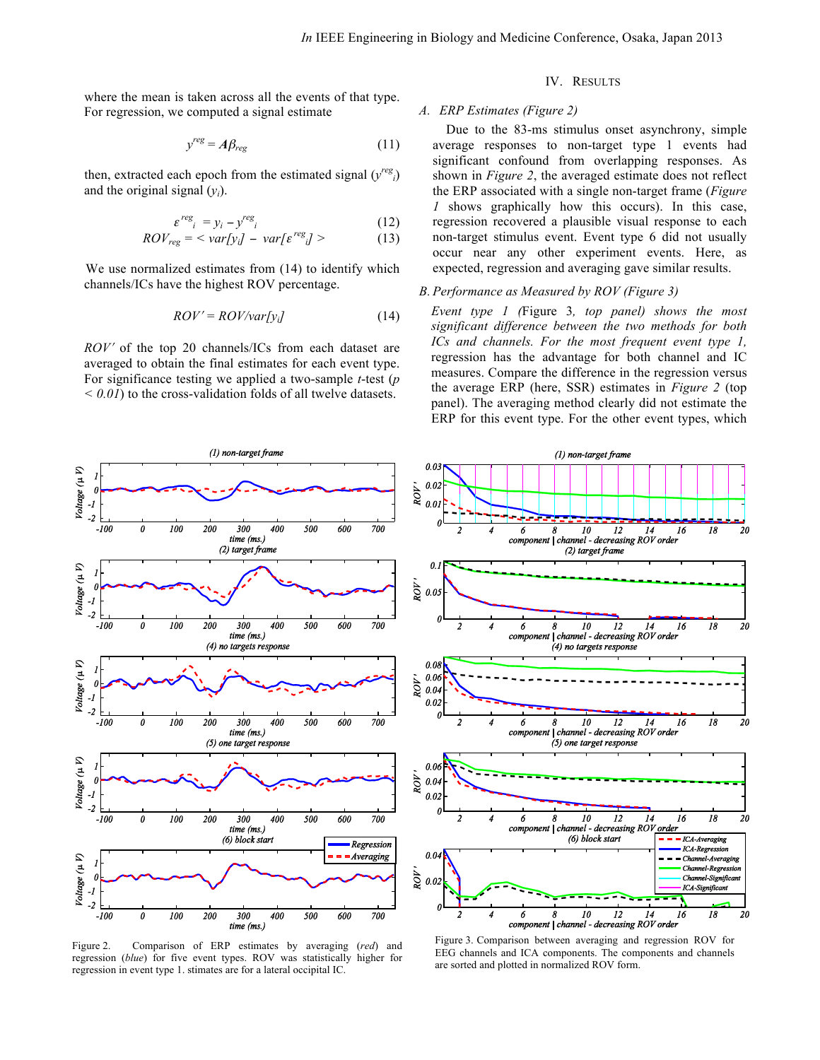where the mean is taken across all the events of that type. For regression, we computed a signal estimate

$$y^{reg} = \boldsymbol{A}\beta_{reg} \tag{11}$$

then, extracted each epoch from the estimated signal ($y^{reg}_i$) and the original signal ($y_i$).

$$\varepsilon^{reg}_i = y_i - y^{reg}_i \tag{12}$$

$$ROV_{reg} = < var[y_i] - var[\varepsilon^{reg}_i] > \tag{13}$$

We use normalized estimates from (14) to identify which channels/ICs have the highest ROV percentage.

$$ROV' = ROV/var[y_i] \tag{14}$$

*ROV'* of the top 20 channels/ICs from each dataset are averaged to obtain the final estimates for each event type. For significance testing we applied a two-sample *t*-test ($p < 0.01$) to the cross-validation folds of all twelve datasets.

## IV. Results

### A. ERP Estimates (Figure 2)

Due to the 83-ms stimulus onset asynchrony, simple average responses to non-target type 1 events had significant confound from overlapping responses. As shown in *Figure 2*, the averaged estimate does not reflect the ERP associated with a single non-target frame (*Figure 1* shows graphically how this occurs). In this case, regression recovered a plausible visual response to each non-target stimulus event. Event type 6 did not usually occur near any other experiment events. Here, as expected, regression and averaging gave similar results.

### B. Performance as Measured by ROV (Figure 3)

*Event type 1 (*Figure 3*, top panel) shows the most significant difference between the two methods for both ICs and channels. For the most frequent event type 1,* regression has the advantage for both channel and IC measures. Compare the difference in the regression versus the average ERP (here, SSR) estimates in *Figure 2* (top panel). The averaging method clearly did not estimate the ERP for this event type. For the other event types, which

Figure 2. Comparison of ERP estimates by averaging (*red*) and regression (*blue*) for five event types. ROV was statistically higher for regression in event type 1. stimates are for a lateral occipital IC.

Figure 3. Comparison between averaging and regression ROV for EEG channels and ICA components. The components and channels are sorted and plotted in normalized ROV form.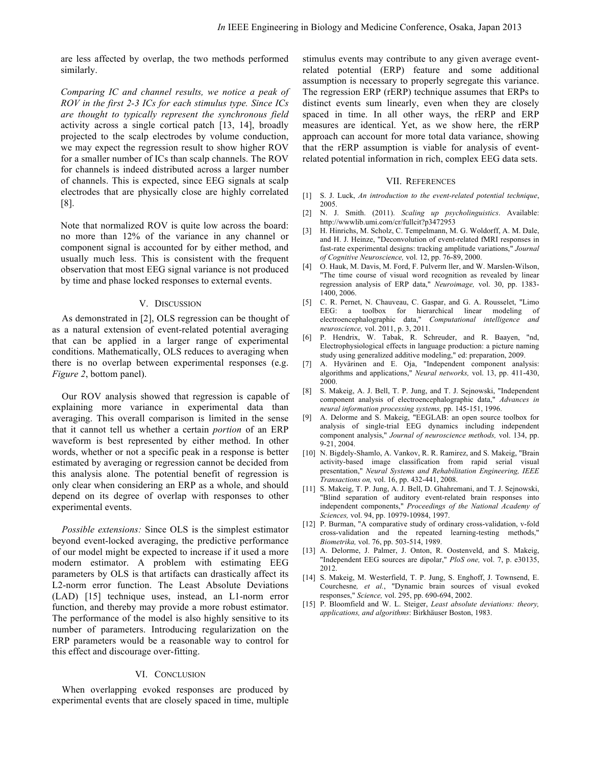are less affected by overlap, the two methods performed similarly.

*Comparing IC and channel results, we notice a peak of ROV in the first 2-3 ICs for each stimulus type. Since ICs are thought to typically represent the synchronous field* activity across a single cortical patch [13, 14], broadly projected to the scalp electrodes by volume conduction, we may expect the regression result to show higher ROV for a smaller number of ICs than scalp channels. The ROV for channels is indeed distributed across a larger number of channels. This is expected, since EEG signals at scalp electrodes that are physically close are highly correlated [8].

Note that normalized ROV is quite low across the board: no more than 12% of the variance in any channel or component signal is accounted for by either method, and usually much less. This is consistent with the frequent observation that most EEG signal variance is not produced by time and phase locked responses to external events.

## V. Discussion

As demonstrated in [2], OLS regression can be thought of as a natural extension of event-related potential averaging that can be applied in a larger range of experimental conditions. Mathematically, OLS reduces to averaging when there is no overlap between experimental responses (e.g. *Figure 2*, bottom panel).

Our ROV analysis showed that regression is capable of explaining more variance in experimental data than averaging. This overall comparison is limited in the sense that it cannot tell us whether a certain *portion* of an ERP waveform is best represented by either method. In other words, whether or not a specific peak in a response is better estimated by averaging or regression cannot be decided from this analysis alone. The potential benefit of regression is only clear when considering an ERP as a whole, and should depend on its degree of overlap with responses to other experimental events.

*Possible extensions:* Since OLS is the simplest estimator beyond event-locked averaging, the predictive performance of our model might be expected to increase if it used a more modern estimator. A problem with estimating EEG parameters by OLS is that artifacts can drastically affect its L2-norm error function. The Least Absolute Deviations (LAD) [15] technique uses, instead, an L1-norm error function, and thereby may provide a more robust estimator. The performance of the model is also highly sensitive to its number of parameters. Introducing regularization on the ERP parameters would be a reasonable way to control for this effect and discourage over-fitting.

## VI. Conclusion

When overlapping evoked responses are produced by experimental events that are closely spaced in time, multiple stimulus events may contribute to any given average event-related potential (ERP) feature and some additional assumption is necessary to properly segregate this variance. The regression ERP (rERP) technique assumes that ERPs to distinct events sum linearly, even when they are closely spaced in time. In all other ways, the rERP and ERP measures are identical. Yet, as we show here, the rERP approach can account for more total data variance, showing that the rERP assumption is viable for analysis of event-related potential information in rich, complex EEG data sets.

## VII. References

[1] S. J. Luck, *An introduction to the event-related potential technique*, 2005.

[2] N. J. Smith. (2011). *Scaling up psycholinguistics*. Available: http://wwwlib.umi.com/cr/fullcit?p3472953

[3] H. Hinrichs, M. Scholz, C. Tempelmann, M. G. Woldorff, A. M. Dale, and H. J. Heinze, "Deconvolution of event-related fMRI responses in fast-rate experimental designs: tracking amplitude variations," *Journal of Cognitive Neuroscience,* vol. 12, pp. 76-89, 2000.

[4] O. Hauk, M. Davis, M. Ford, F. Pulverm ller, and W. Marslen-Wilson, "The time course of visual word recognition as revealed by linear regression analysis of ERP data," *Neuroimage,* vol. 30, pp. 1383-1400, 2006.

[5] C. R. Pernet, N. Chauveau, C. Gaspar, and G. A. Rousselet, "Limo EEG: a toolbox for hierarchical linear modeling of electroencephalographic data," *Computational intelligence and neuroscience,* vol. 2011, p. 3, 2011.

[6] P. Hendrix, W. Tabak, R. Schreuder, and R. Baayen, "nd, Electrophysiological effects in language production: a picture naming study using generalized additive modeling," ed: preparation, 2009.

[7] A. Hyvärinen and E. Oja, "Independent component analysis: algorithms and applications," *Neural networks,* vol. 13, pp. 411-430, 2000.

[8] S. Makeig, A. J. Bell, T. P. Jung, and T. J. Sejnowski, "Independent component analysis of electroencephalographic data," *Advances in neural information processing systems,* pp. 145-151, 1996.

[9] A. Delorme and S. Makeig, "EEGLAB: an open source toolbox for analysis of single-trial EEG dynamics including independent component analysis," *Journal of neuroscience methods,* vol. 134, pp. 9-21, 2004.

[10] N. Bigdely-Shamlo, A. Vankov, R. R. Ramirez, and S. Makeig, "Brain activity-based image classification from rapid serial visual presentation," *Neural Systems and Rehabilitation Engineering, IEEE Transactions on,* vol. 16, pp. 432-441, 2008.

[11] S. Makeig, T. P. Jung, A. J. Bell, D. Ghahremani, and T. J. Sejnowski, "Blind separation of auditory event-related brain responses into independent components," *Proceedings of the National Academy of Sciences,* vol. 94, pp. 10979-10984, 1997.

[12] P. Burman, "A comparative study of ordinary cross-validation, v-fold cross-validation and the repeated learning-testing methods," *Biometrika,* vol. 76, pp. 503-514, 1989.

[13] A. Delorme, J. Palmer, J. Onton, R. Oostenveld, and S. Makeig, "Independent EEG sources are dipolar," *PloS one,* vol. 7, p. e30135, 2012.

[14] S. Makeig, M. Westerfield, T. P. Jung, S. Enghoff, J. Townsend, E. Courchesne*, et al.*, "Dynamic brain sources of visual evoked responses," *Science,* vol. 295, pp. 690-694, 2002.

[15] P. Bloomfield and W. L. Steiger, *Least absolute deviations: theory, applications, and algorithms*: Birkhäuser Boston, 1983.